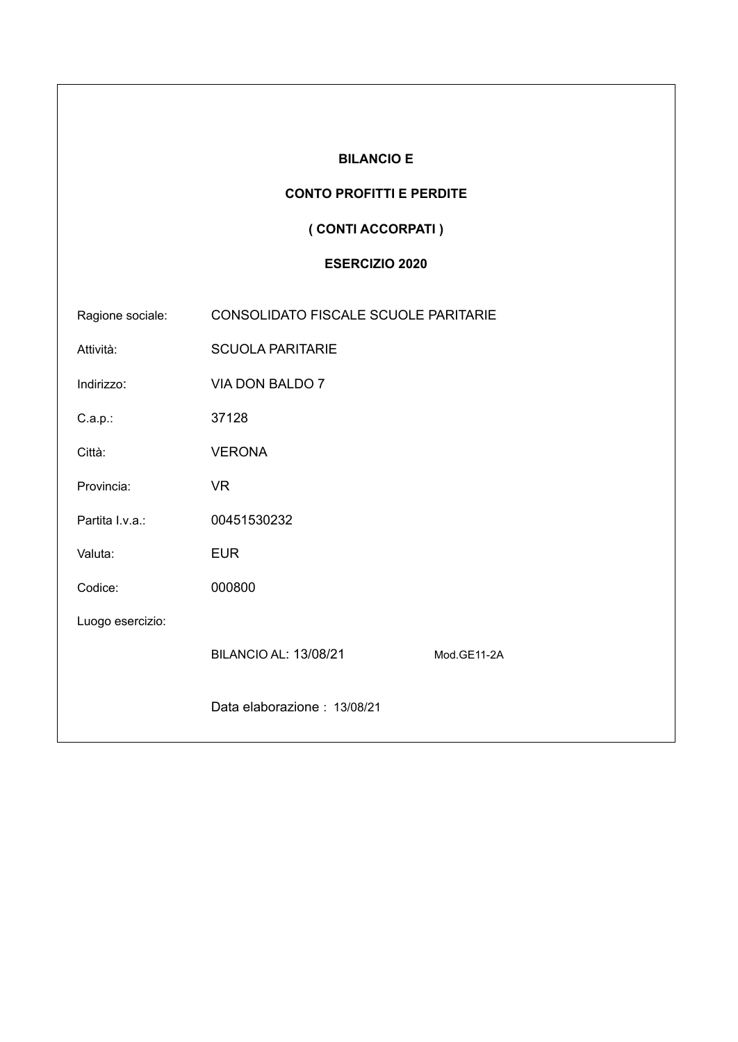**BILANCIO E**

**CONTO PROFITTI E PERDITE**

**( CONTI ACCORPATI )**

**ESERCIZIO 2020**

| | |
|---|---|
| Ragione sociale: | CONSOLIDATO FISCALE SCUOLE PARITARIE |
| Attività: | SCUOLA PARITARIE |
| Indirizzo: | VIA DON BALDO 7 |
| C.a.p.: | 37128 |
| Città: | VERONA |
| Provincia: | VR |
| Partita I.v.a.: | 00451530232 |
| Valuta: | EUR |
| Codice: | 000800 |
| Luogo esercizio: | |

BILANCIO AL: 13/08/21 Mod.GE11-2A

Data elaborazione : 13/08/21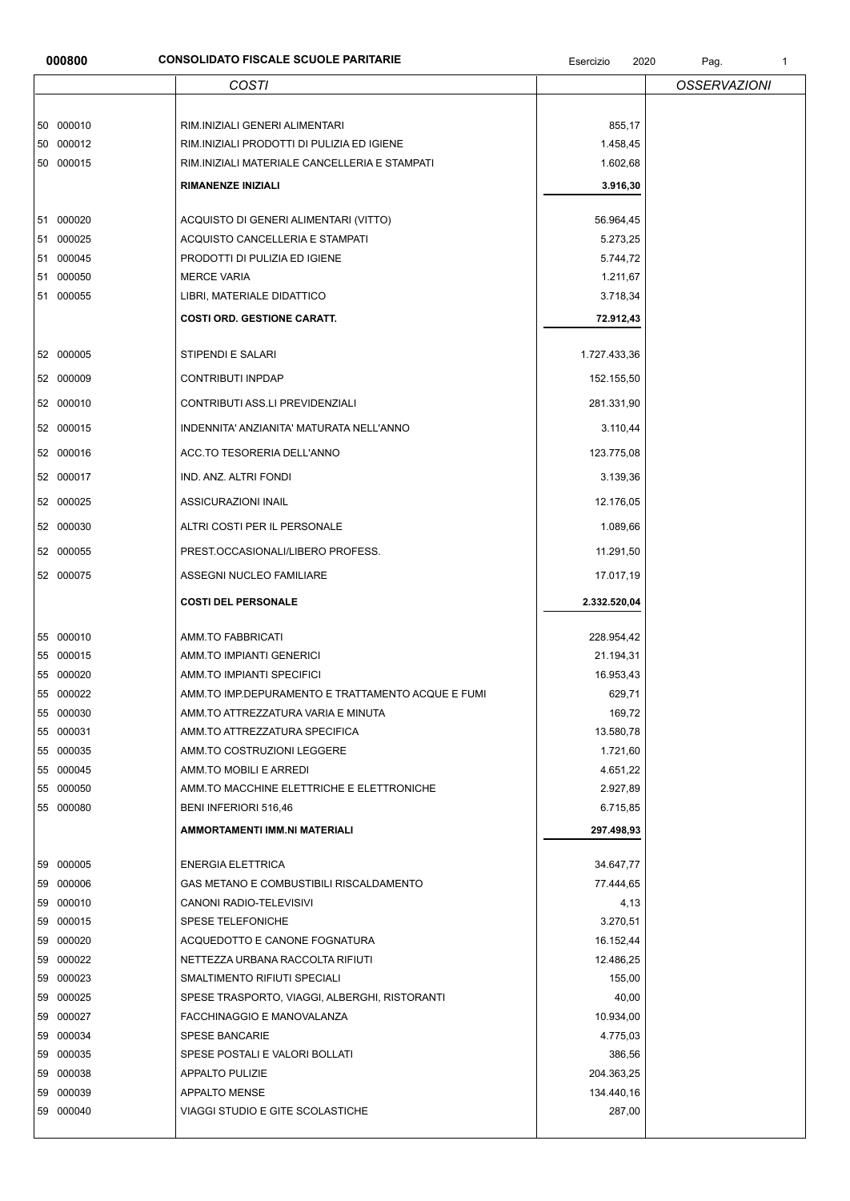**000800** **CONSOLIDATO FISCALE SCUOLE PARITARIE** Esercizio 2020

| | *COSTI* | | *OSSERVAZIONI* |
|---|---|---|---|
| 50 000010 | RIM.INIZIALI GENERI ALIMENTARI | 855,17 | |
| 50 000012 | RIM.INIZIALI PRODOTTI DI PULIZIA ED IGIENE | 1.458,45 | |
| 50 000015 | RIM.INIZIALI MATERIALE CANCELLERIA E STAMPATI | 1.602,68 | |
| | **RIMANENZE INIZIALI** | **3.916,30** | |
| 51 000020 | ACQUISTO DI GENERI ALIMENTARI (VITTO) | 56.964,45 | |
| 51 000025 | ACQUISTO CANCELLERIA E STAMPATI | 5.273,25 | |
| 51 000045 | PRODOTTI DI PULIZIA ED IGIENE | 5.744,72 | |
| 51 000050 | MERCE VARIA | 1.211,67 | |
| 51 000055 | LIBRI, MATERIALE DIDATTICO | 3.718,34 | |
| | **COSTI ORD. GESTIONE CARATT.** | **72.912,43** | |
| 52 000005 | STIPENDI E SALARI | 1.727.433,36 | |
| 52 000009 | CONTRIBUTI INPDAP | 152.155,50 | |
| 52 000010 | CONTRIBUTI ASS.LI PREVIDENZIALI | 281.331,90 | |
| 52 000015 | INDENNITA' ANZIANITA' MATURATA NELL'ANNO | 3.110,44 | |
| 52 000016 | ACC.TO TESORERIA DELL'ANNO | 123.775,08 | |
| 52 000017 | IND. ANZ. ALTRI FONDI | 3.139,36 | |
| 52 000025 | ASSICURAZIONI INAIL | 12.176,05 | |
| 52 000030 | ALTRI COSTI PER IL PERSONALE | 1.089,66 | |
| 52 000055 | PREST.OCCASIONALI/LIBERO PROFESS. | 11.291,50 | |
| 52 000075 | ASSEGNI NUCLEO FAMILIARE | 17.017,19 | |
| | **COSTI DEL PERSONALE** | **2.332.520,04** | |
| 55 000010 | AMM.TO FABBRICATI | 228.954,42 | |
| 55 000015 | AMM.TO IMPIANTI GENERICI | 21.194,31 | |
| 55 000020 | AMM.TO IMPIANTI SPECIFICI | 16.953,43 | |
| 55 000022 | AMM.TO IMP.DEPURAMENTO E TRATTAMENTO ACQUE E FUMI | 629,71 | |
| 55 000030 | AMM.TO ATTREZZATURA VARIA E MINUTA | 169,72 | |
| 55 000031 | AMM.TO ATTREZZATURA SPECIFICA | 13.580,78 | |
| 55 000035 | AMM.TO COSTRUZIONI LEGGERE | 1.721,60 | |
| 55 000045 | AMM.TO MOBILI E ARREDI | 4.651,22 | |
| 55 000050 | AMM.TO MACCHINE ELETTRICHE E ELETTRONICHE | 2.927,89 | |
| 55 000080 | BENI INFERIORI 516,46 | 6.715,85 | |
| | **AMMORTAMENTI IMM.NI MATERIALI** | **297.498,93** | |
| 59 000005 | ENERGIA ELETTRICA | 34.647,77 | |
| 59 000006 | GAS METANO E COMBUSTIBILI RISCALDAMENTO | 77.444,65 | |
| 59 000010 | CANONI RADIO-TELEVISIVI | 4,13 | |
| 59 000015 | SPESE TELEFONICHE | 3.270,51 | |
| 59 000020 | ACQUEDOTTO E CANONE FOGNATURA | 16.152,44 | |
| 59 000022 | NETTEZZA URBANA RACCOLTA RIFIUTI | 12.486,25 | |
| 59 000023 | SMALTIMENTO RIFIUTI SPECIALI | 155,00 | |
| 59 000025 | SPESE TRASPORTO, VIAGGI, ALBERGHI, RISTORANTI | 40,00 | |
| 59 000027 | FACCHINAGGIO E MANOVALANZA | 10.934,00 | |
| 59 000034 | SPESE BANCARIE | 4.775,03 | |
| 59 000035 | SPESE POSTALI E VALORI BOLLATI | 386,56 | |
| 59 000038 | APPALTO PULIZIE | 204.363,25 | |
| 59 000039 | APPALTO MENSE | 134.440,16 | |
| 59 000040 | VIAGGI STUDIO E GITE SCOLASTICHE | 287,00 | |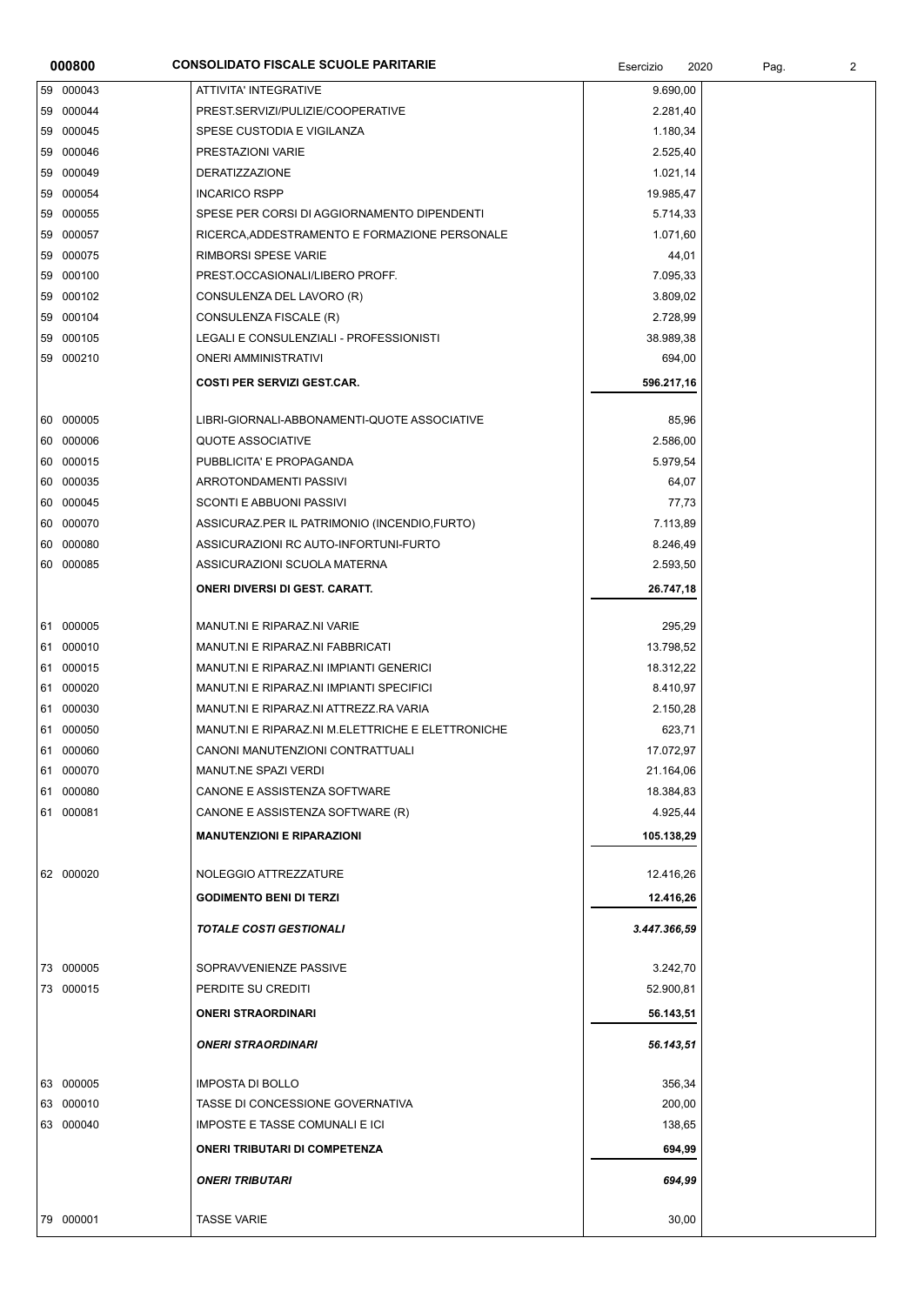| Conto | Descrizione | Importo | |
|---|---|---|---|
| 59 000043 | ATTIVITA' INTEGRATIVE | 9.690,00 | |
| 59 000044 | PREST.SERVIZI/PULIZIE/COOPERATIVE | 2.281,40 | |
| 59 000045 | SPESE CUSTODIA E VIGILANZA | 1.180,34 | |
| 59 000046 | PRESTAZIONI VARIE | 2.525,40 | |
| 59 000049 | DERATIZZAZIONE | 1.021,14 | |
| 59 000054 | INCARICO RSPP | 19.985,47 | |
| 59 000055 | SPESE PER CORSI DI AGGIORNAMENTO DIPENDENTI | 5.714,33 | |
| 59 000057 | RICERCA,ADDESTRAMENTO E FORMAZIONE PERSONALE | 1.071,60 | |
| 59 000075 | RIMBORSI SPESE VARIE | 44,01 | |
| 59 000100 | PREST.OCCASIONALI/LIBERO PROFF. | 7.095,33 | |
| 59 000102 | CONSULENZA DEL LAVORO (R) | 3.809,02 | |
| 59 000104 | CONSULENZA FISCALE (R) | 2.728,99 | |
| 59 000105 | LEGALI E CONSULENZIALI - PROFESSIONISTI | 38.989,38 | |
| 59 000210 | ONERI AMMINISTRATIVI | 694,00 | |
| | **COSTI PER SERVIZI GEST.CAR.** | **596.217,16** | |
| 60 000005 | LIBRI-GIORNALI-ABBONAMENTI-QUOTE ASSOCIATIVE | 85,96 | |
| 60 000006 | QUOTE ASSOCIATIVE | 2.586,00 | |
| 60 000015 | PUBBLICITA' E PROPAGANDA | 5.979,54 | |
| 60 000035 | ARROTONDAMENTI PASSIVI | 64,07 | |
| 60 000045 | SCONTI E ABBUONI PASSIVI | 77,73 | |
| 60 000070 | ASSICURAZ.PER IL PATRIMONIO (INCENDIO,FURTO) | 7.113,89 | |
| 60 000080 | ASSICURAZIONI RC AUTO-INFORTUNI-FURTO | 8.246,49 | |
| 60 000085 | ASSICURAZIONI SCUOLA MATERNA | 2.593,50 | |
| | **ONERI DIVERSI DI GEST. CARATT.** | **26.747,18** | |
| 61 000005 | MANUT.NI E RIPARAZ.NI VARIE | 295,29 | |
| 61 000010 | MANUT.NI E RIPARAZ.NI FABBRICATI | 13.798,52 | |
| 61 000015 | MANUT.NI E RIPARAZ.NI IMPIANTI GENERICI | 18.312,22 | |
| 61 000020 | MANUT.NI E RIPARAZ.NI IMPIANTI SPECIFICI | 8.410,97 | |
| 61 000030 | MANUT.NI E RIPARAZ.NI ATTREZZ.RA VARIA | 2.150,28 | |
| 61 000050 | MANUT.NI E RIPARAZ.NI M.ELETTRICHE E ELETTRONICHE | 623,71 | |
| 61 000060 | CANONI MANUTENZIONI CONTRATTUALI | 17.072,97 | |
| 61 000070 | MANUT.NE SPAZI VERDI | 21.164,06 | |
| 61 000080 | CANONE E ASSISTENZA SOFTWARE | 18.384,83 | |
| 61 000081 | CANONE E ASSISTENZA SOFTWARE (R) | 4.925,44 | |
| | **MANUTENZIONI E RIPARAZIONI** | **105.138,29** | |
| 62 000020 | NOLEGGIO ATTREZZATURE | 12.416,26 | |
| | **GODIMENTO BENI DI TERZI** | **12.416,26** | |
| | ***TOTALE COSTI GESTIONALI*** | ***3.447.366,59*** | |
| 73 000005 | SOPRAVVENIENZE PASSIVE | 3.242,70 | |
| 73 000015 | PERDITE SU CREDITI | 52.900,81 | |
| | **ONERI STRAORDINARI** | **56.143,51** | |
| | ***ONERI STRAORDINARI*** | ***56.143,51*** | |
| 63 000005 | IMPOSTA DI BOLLO | 356,34 | |
| 63 000010 | TASSE DI CONCESSIONE GOVERNATIVA | 200,00 | |
| 63 000040 | IMPOSTE E TASSE COMUNALI E ICI | 138,65 | |
| | **ONERI TRIBUTARI DI COMPETENZA** | **694,99** | |
| | ***ONERI TRIBUTARI*** | ***694,99*** | |
| 79 000001 | TASSE VARIE | 30,00 | |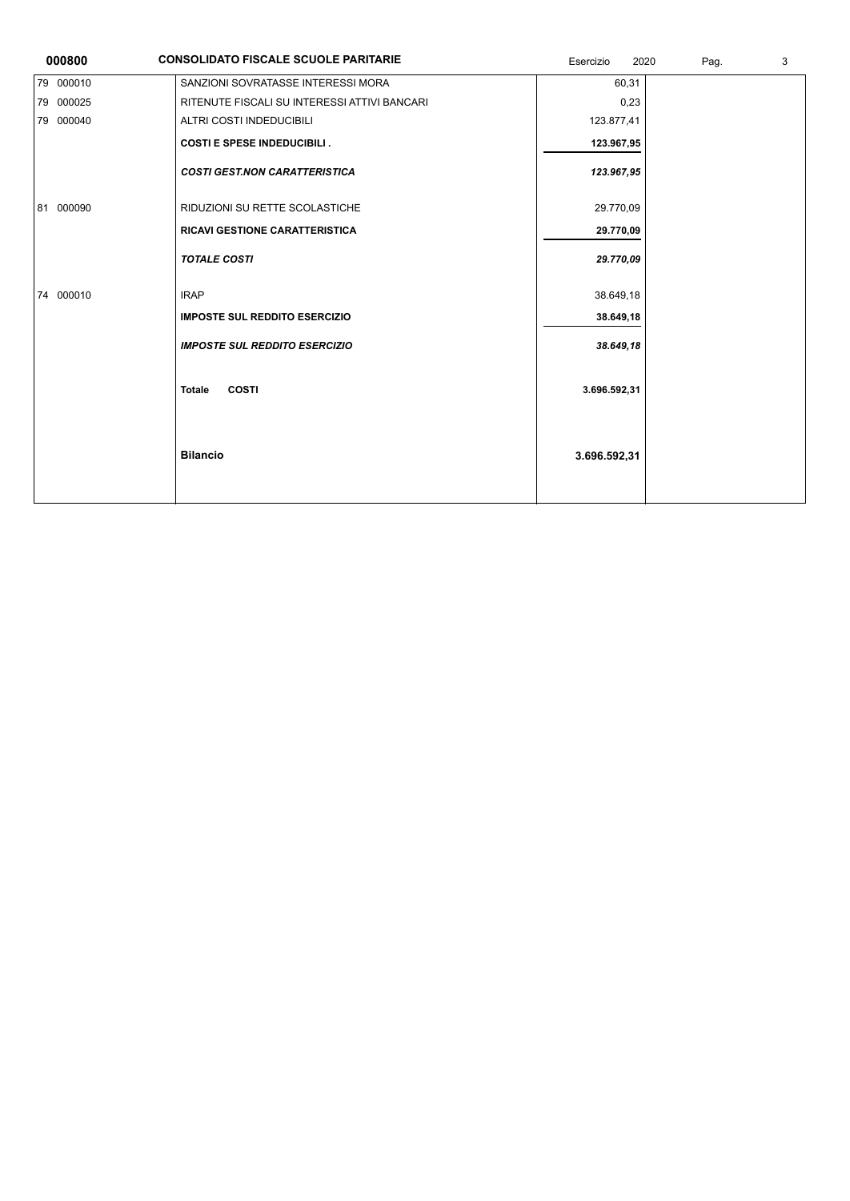**000800 CONSOLIDATO FISCALE SCUOLE PARITARIE** Esercizio 2020

| | | | |
|---|---|---|---|
| 79 000010 | SANZIONI SOVRATASSE INTERESSI MORA | 60,31 | |
| 79 000025 | RITENUTE FISCALI SU INTERESSI ATTIVI BANCARI | 0,23 | |
| 79 000040 | ALTRI COSTI INDEDUCIBILI | 123.877,41 | |
| | **COSTI E SPESE INDEDUCIBILI .** | **123.967,95** | |
| | ***COSTI GEST.NON CARATTERISTICA*** | ***123.967,95*** | |
| 81 000090 | RIDUZIONI SU RETTE SCOLASTICHE | 29.770,09 | |
| | **RICAVI GESTIONE CARATTERISTICA** | **29.770,09** | |
| | ***TOTALE COSTI*** | ***29.770,09*** | |
| 74 000010 | IRAP | 38.649,18 | |
| | **IMPOSTE SUL REDDITO ESERCIZIO** | **38.649,18** | |
| | ***IMPOSTE SUL REDDITO ESERCIZIO*** | ***38.649,18*** | |
| | **Totale COSTI** | **3.696.592,31** | |
| | **Bilancio** | **3.696.592,31** | |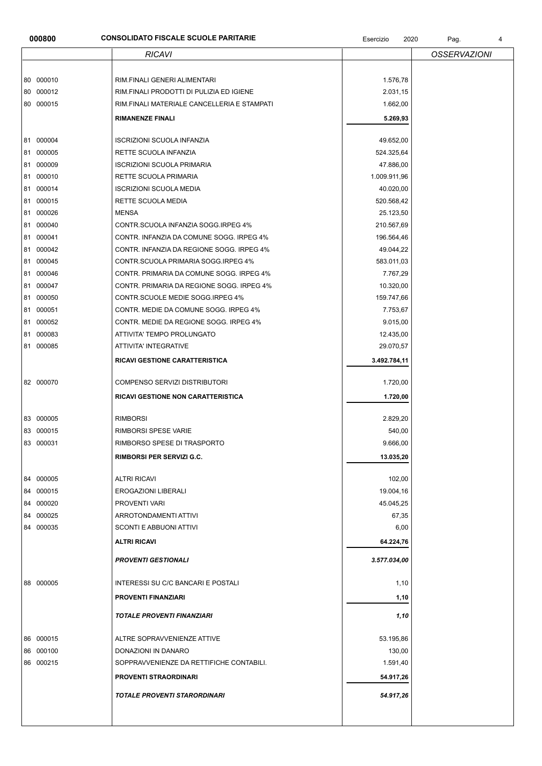**000800** **CONSOLIDATO FISCALE SCUOLE PARITARIE** Esercizio 2020

| | *RICAVI* | | *OSSERVAZIONI* |
|---|---|---|---|
| 80 000010 | RIM.FINALI GENERI ALIMENTARI | 1.576,78 | |
| 80 000012 | RIM.FINALI PRODOTTI DI PULIZIA ED IGIENE | 2.031,15 | |
| 80 000015 | RIM.FINALI MATERIALE CANCELLERIA E STAMPATI | 1.662,00 | |
| | **RIMANENZE FINALI** | **5.269,93** | |
| 81 000004 | ISCRIZIONI SCUOLA INFANZIA | 49.652,00 | |
| 81 000005 | RETTE SCUOLA INFANZIA | 524.325,64 | |
| 81 000009 | ISCRIZIONI SCUOLA PRIMARIA | 47.886,00 | |
| 81 000010 | RETTE SCUOLA PRIMARIA | 1.009.911,96 | |
| 81 000014 | ISCRIZIONI SCUOLA MEDIA | 40.020,00 | |
| 81 000015 | RETTE SCUOLA MEDIA | 520.568,42 | |
| 81 000026 | MENSA | 25.123,50 | |
| 81 000040 | CONTR.SCUOLA INFANZIA SOGG.IRPEG 4% | 210.567,69 | |
| 81 000041 | CONTR. INFANZIA DA COMUNE SOGG. IRPEG 4% | 196.564,46 | |
| 81 000042 | CONTR. INFANZIA DA REGIONE SOGG. IRPEG 4% | 49.044,22 | |
| 81 000045 | CONTR.SCUOLA PRIMARIA SOGG.IRPEG 4% | 583.011,03 | |
| 81 000046 | CONTR. PRIMARIA DA COMUNE SOGG. IRPEG 4% | 7.767,29 | |
| 81 000047 | CONTR. PRIMARIA DA REGIONE SOGG. IRPEG 4% | 10.320,00 | |
| 81 000050 | CONTR.SCUOLE MEDIE SOGG.IRPEG 4% | 159.747,66 | |
| 81 000051 | CONTR. MEDIE DA COMUNE SOGG. IRPEG 4% | 7.753,67 | |
| 81 000052 | CONTR. MEDIE DA REGIONE SOGG. IRPEG 4% | 9.015,00 | |
| 81 000083 | ATTIVITA' TEMPO PROLUNGATO | 12.435,00 | |
| 81 000085 | ATTIVITA' INTEGRATIVE | 29.070,57 | |
| | **RICAVI GESTIONE CARATTERISTICA** | **3.492.784,11** | |
| 82 000070 | COMPENSO SERVIZI DISTRIBUTORI | 1.720,00 | |
| | **RICAVI GESTIONE NON CARATTERISTICA** | **1.720,00** | |
| 83 000005 | RIMBORSI | 2.829,20 | |
| 83 000015 | RIMBORSI SPESE VARIE | 540,00 | |
| 83 000031 | RIMBORSO SPESE DI TRASPORTO | 9.666,00 | |
| | **RIMBORSI PER SERVIZI G.C.** | **13.035,20** | |
| 84 000005 | ALTRI RICAVI | 102,00 | |
| 84 000015 | EROGAZIONI LIBERALI | 19.004,16 | |
| 84 000020 | PROVENTI VARI | 45.045,25 | |
| 84 000025 | ARROTONDAMENTI ATTIVI | 67,35 | |
| 84 000035 | SCONTI E ABBUONI ATTIVI | 6,00 | |
| | **ALTRI RICAVI** | **64.224,76** | |
| | ***PROVENTI GESTIONALI*** | ***3.577.034,00*** | |
| 88 000005 | INTERESSI SU C/C BANCARI E POSTALI | 1,10 | |
| | **PROVENTI FINANZIARI** | **1,10** | |
| | ***TOTALE PROVENTI FINANZIARI*** | ***1,10*** | |
| 86 000015 | ALTRE SOPRAVVENIENZE ATTIVE | 53.195,86 | |
| 86 000100 | DONAZIONI IN DANARO | 130,00 | |
| 86 000215 | SOPPRAVVENIENZE DA RETTIFICHE CONTABILI. | 1.591,40 | |
| | **PROVENTI STRAORDINARI** | **54.917,26** | |
| | ***TOTALE PROVENTI STARORDINARI*** | ***54.917,26*** | |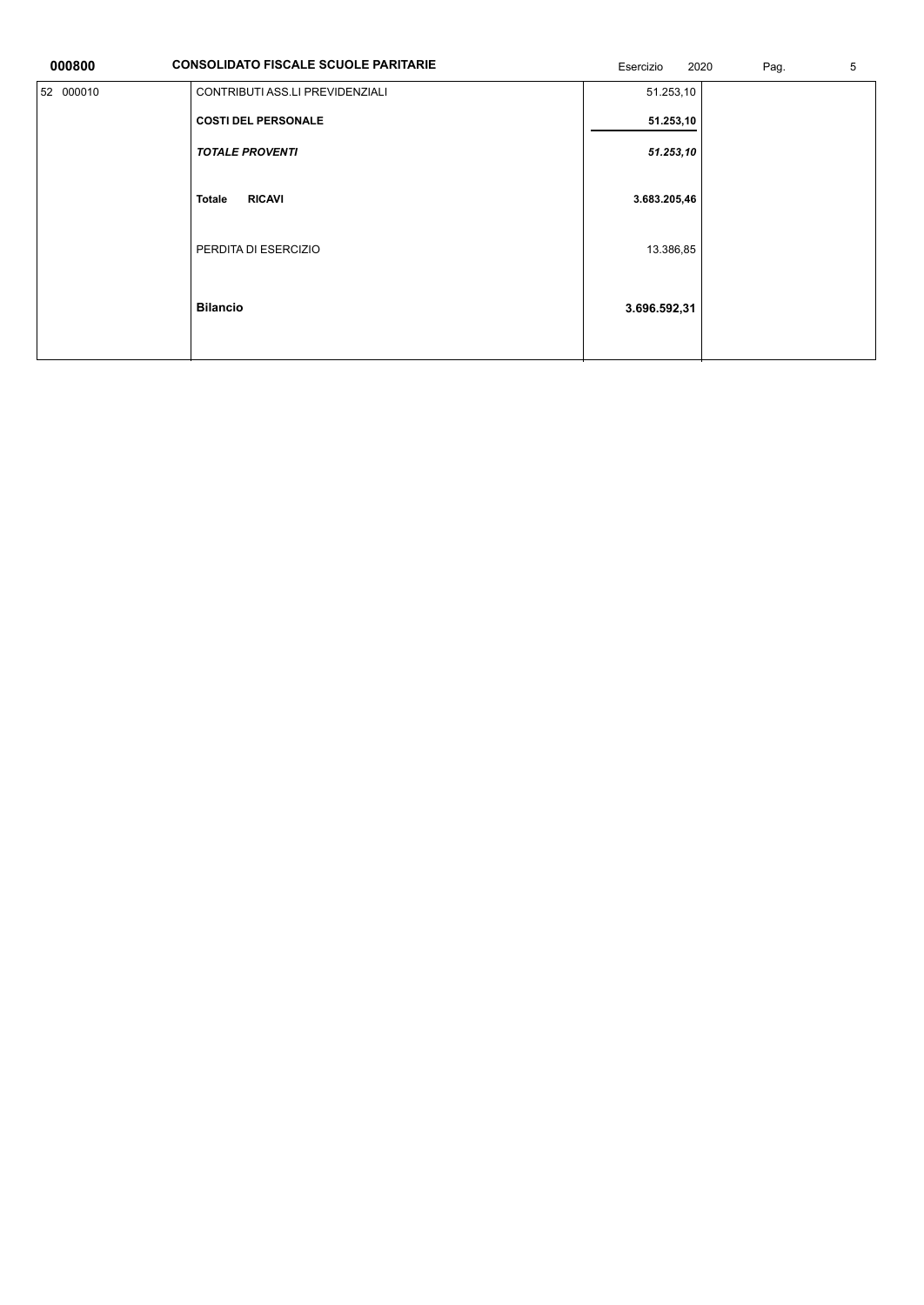**000800** **CONSOLIDATO FISCALE SCUOLE PARITARIE** Esercizio 2020

| | | | |
|---|---|---|---|
| 52 000010 | CONTRIBUTI ASS.LI PREVIDENZIALI | 51.253,10 | |
| | **COSTI DEL PERSONALE** | **51.253,10** | |
| | ***TOTALE PROVENTI*** | ***51.253,10*** | |
| | **Totale RICAVI** | **3.683.205,46** | |
| | PERDITA DI ESERCIZIO | 13.386,85 | |
| | **Bilancio** | **3.696.592,31** | |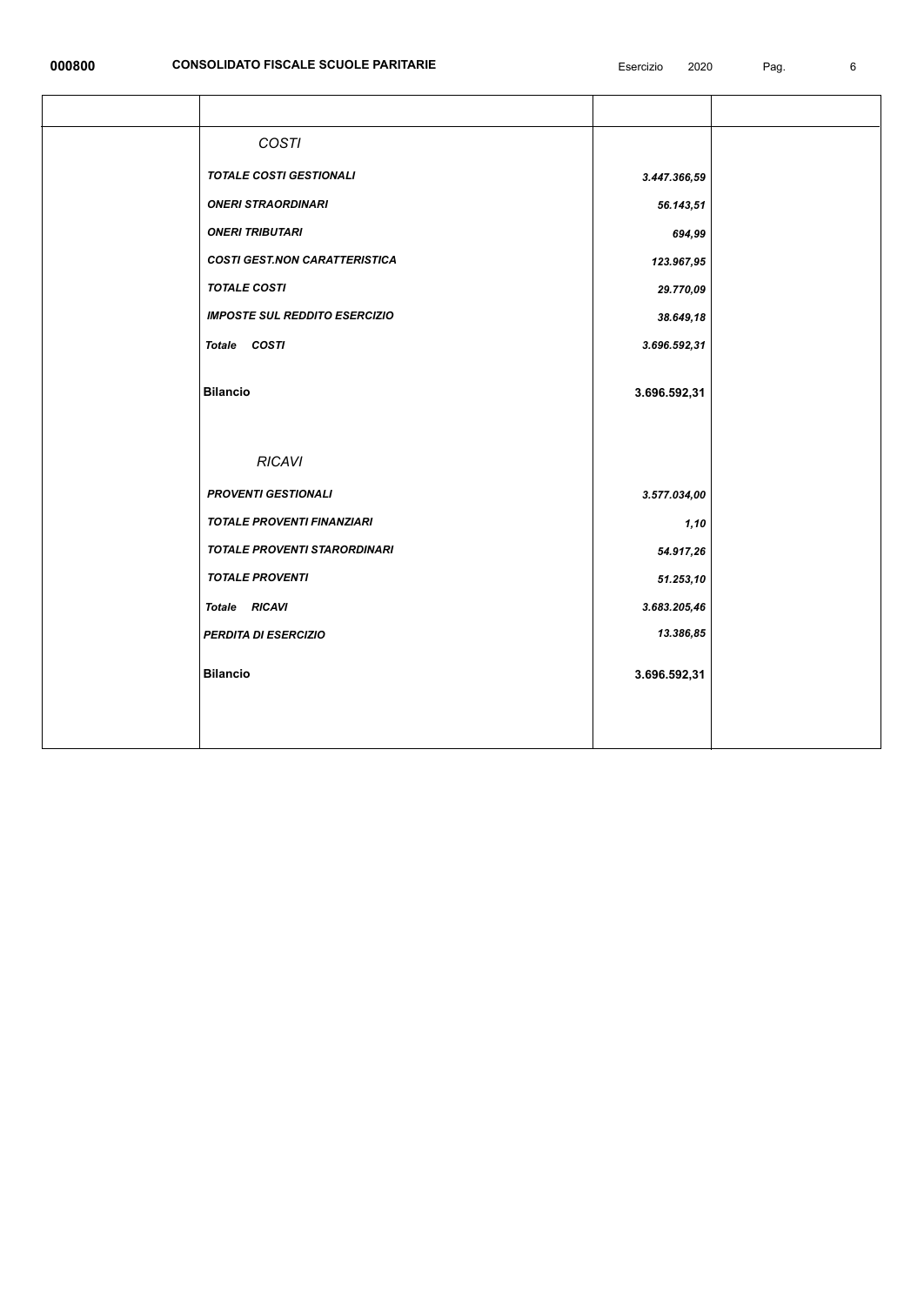| | | | |
|---|---|---|---|
| | *COSTI* | | |
| | ***TOTALE COSTI GESTIONALI*** | ***3.447.366,59*** | |
| | ***ONERI STRAORDINARI*** | ***56.143,51*** | |
| | ***ONERI TRIBUTARI*** | ***694,99*** | |
| | ***COSTI GEST.NON CARATTERISTICA*** | ***123.967,95*** | |
| | ***TOTALE COSTI*** | ***29.770,09*** | |
| | ***IMPOSTE SUL REDDITO ESERCIZIO*** | ***38.649,18*** | |
| | ***Totale COSTI*** | ***3.696.592,31*** | |
| | **Bilancio** | **3.696.592,31** | |
| | *RICAVI* | | |
| | ***PROVENTI GESTIONALI*** | ***3.577.034,00*** | |
| | ***TOTALE PROVENTI FINANZIARI*** | ***1,10*** | |
| | ***TOTALE PROVENTI STARORDINARI*** | ***54.917,26*** | |
| | ***TOTALE PROVENTI*** | ***51.253,10*** | |
| | ***Totale RICAVI*** | ***3.683.205,46*** | |
| | ***PERDITA DI ESERCIZIO*** | ***13.386,85*** | |
| | **Bilancio** | **3.696.592,31** | |